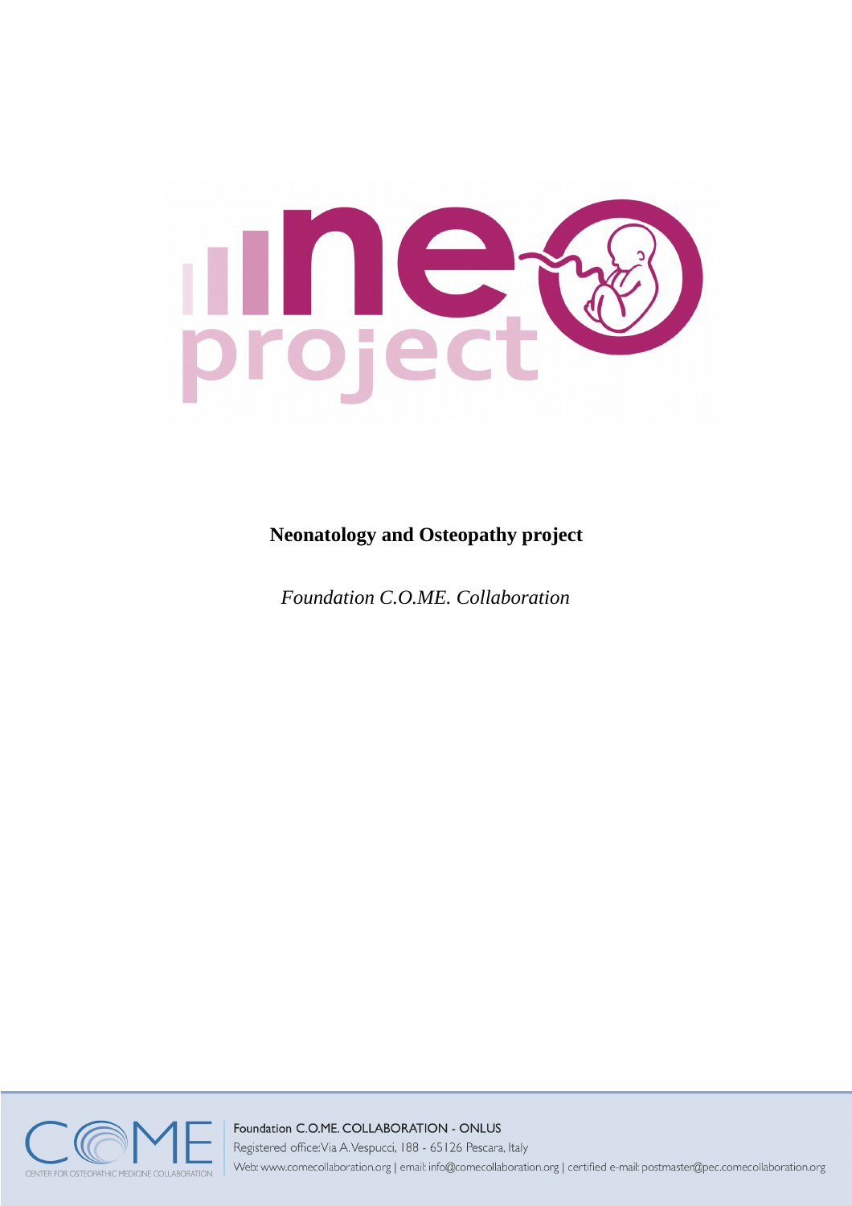# Neonatology and Osteopathy project

*Foundation C.O.ME. Collaboration*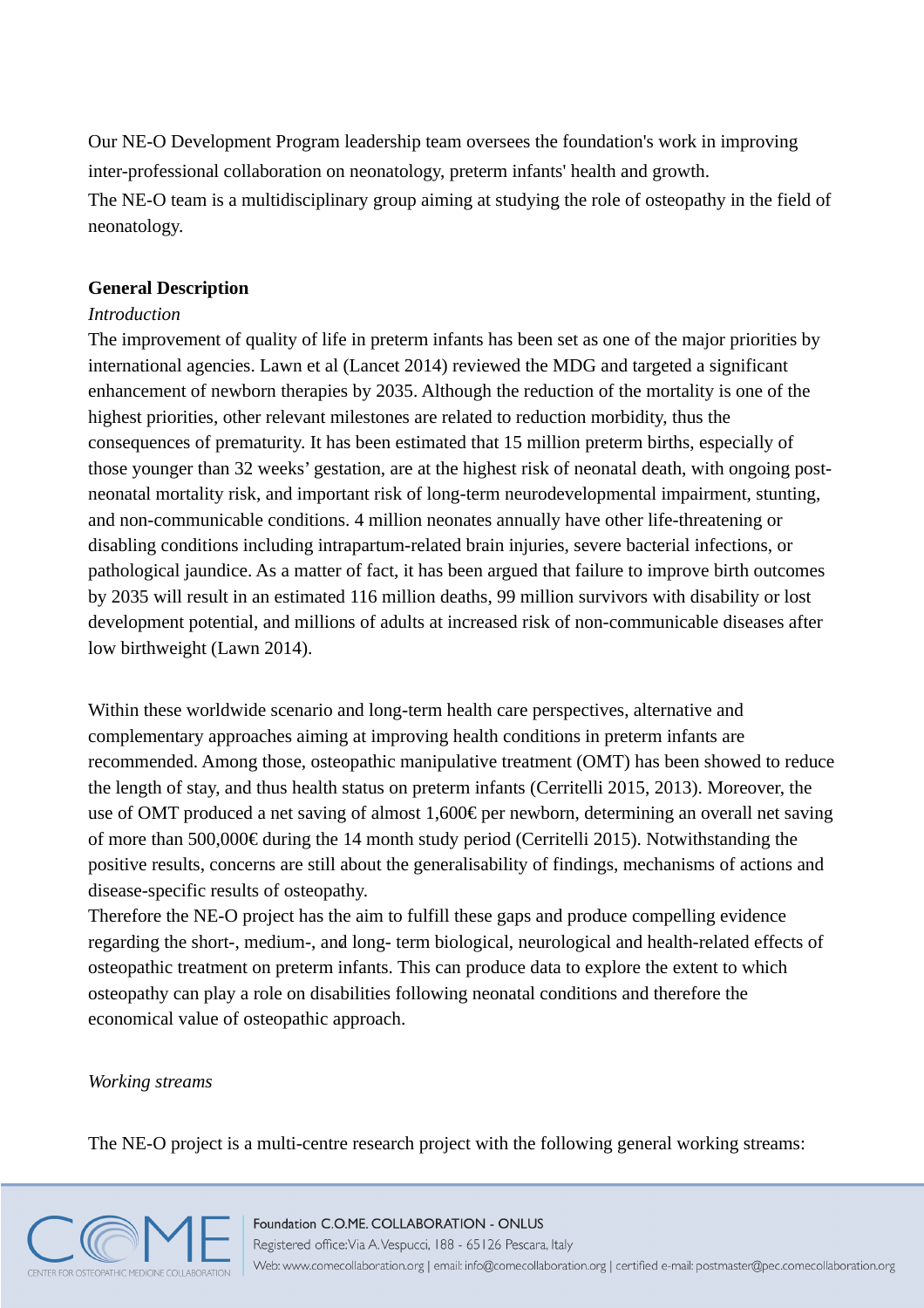Our NE-O Development Program leadership team oversees the foundation's work in improving inter-professional collaboration on neonatology, preterm infants' health and growth.
The NE-O team is a multidisciplinary group aiming at studying the role of osteopathy in the field of neonatology.

**General Description**

*Introduction*

The improvement of quality of life in preterm infants has been set as one of the major priorities by international agencies. Lawn et al (Lancet 2014) reviewed the MDG and targeted a significant enhancement of newborn therapies by 2035. Although the reduction of the mortality is one of the highest priorities, other relevant milestones are related to reduction morbidity, thus the consequences of prematurity. It has been estimated that 15 million preterm births, especially of those younger than 32 weeks' gestation, are at the highest risk of neonatal death, with ongoing post-neonatal mortality risk, and important risk of long-term neurodevelopmental impairment, stunting, and non-communicable conditions. 4 million neonates annually have other life-threatening or disabling conditions including intrapartum-related brain injuries, severe bacterial infections, or pathological jaundice. As a matter of fact, it has been argued that failure to improve birth outcomes by 2035 will result in an estimated 116 million deaths, 99 million survivors with disability or lost development potential, and millions of adults at increased risk of non-communicable diseases after low birthweight (Lawn 2014).

Within these worldwide scenario and long-term health care perspectives, alternative and complementary approaches aiming at improving health conditions in preterm infants are recommended. Among those, osteopathic manipulative treatment (OMT) has been showed to reduce the length of stay, and thus health status on preterm infants (Cerritelli 2015, 2013). Moreover, the use of OMT produced a net saving of almost 1,600€ per newborn, determining an overall net saving of more than 500,000€ during the 14 month study period (Cerritelli 2015). Notwithstanding the positive results, concerns are still about the generalisability of findings, mechanisms of actions and disease-specific results of osteopathy.
Therefore the NE-O project has the aim to fulfill these gaps and produce compelling evidence regarding the short-, medium-, and long- term biological, neurological and health-related effects of osteopathic treatment on preterm infants. This can produce data to explore the extent to which osteopathy can play a role on disabilities following neonatal conditions and therefore the economical value of osteopathic approach.

*Working streams*

The NE-O project is a multi-centre research project with the following general working streams: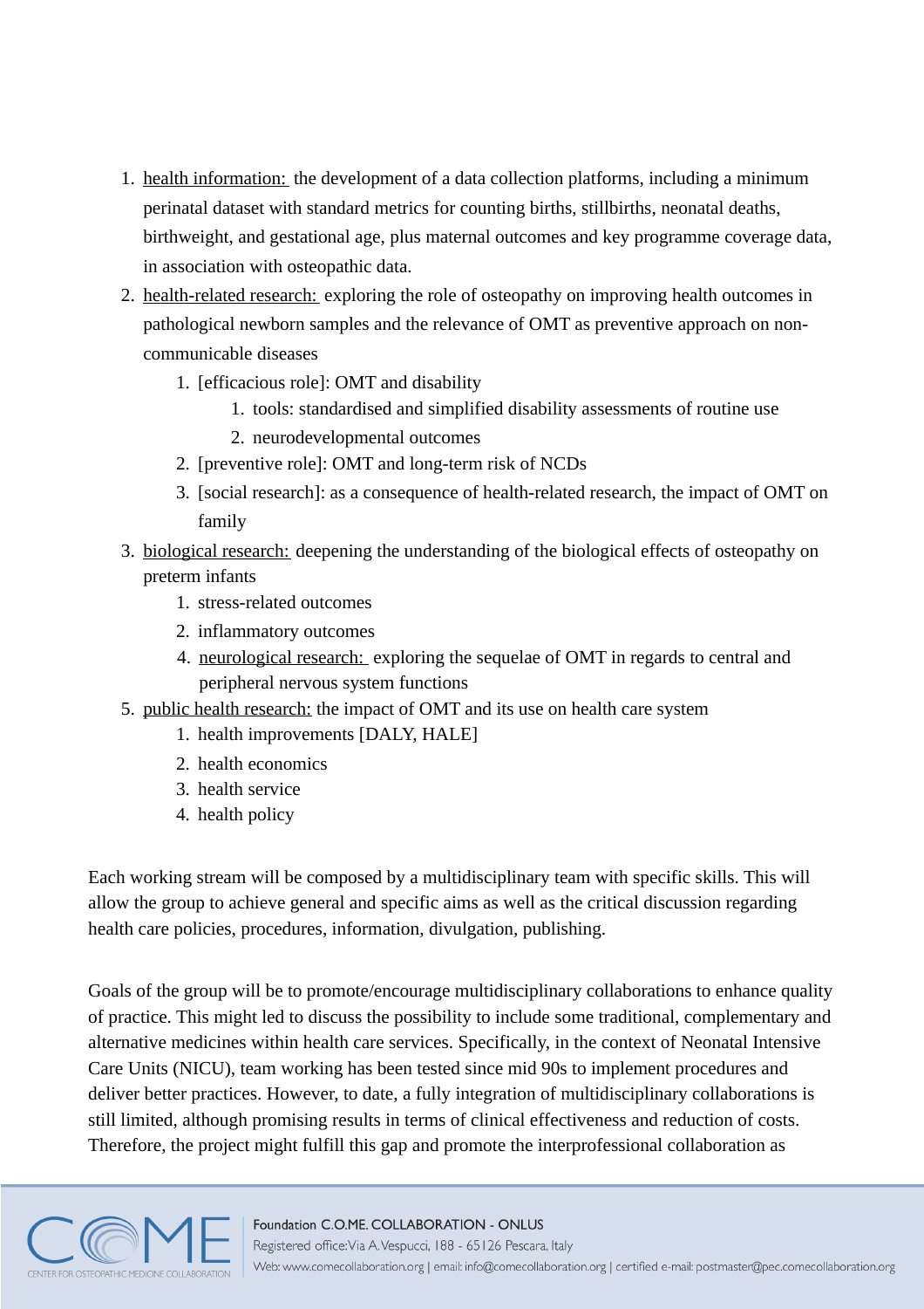1. <u>health information:</u> the development of a data collection platforms, including a minimum perinatal dataset with standard metrics for counting births, stillbirths, neonatal deaths, birthweight, and gestational age, plus maternal outcomes and key programme coverage data, in association with osteopathic data.
2. <u>health-related research:</u> exploring the role of osteopathy on improving health outcomes in pathological newborn samples and the relevance of OMT as preventive approach on non-communicable diseases
    1. [efficacious role]: OMT and disability
        1. tools: standardised and simplified disability assessments of routine use
        2. neurodevelopmental outcomes
    2. [preventive role]: OMT and long-term risk of NCDs
    3. [social research]: as a consequence of health-related research, the impact of OMT on family
3. <u>biological research:</u> deepening the understanding of the biological effects of osteopathy on preterm infants
    1. stress-related outcomes
    2. inflammatory outcomes
    4. <u>neurological research:</u> exploring the sequelae of OMT in regards to central and peripheral nervous system functions
5. <u>public health research:</u> the impact of OMT and its use on health care system
    1. health improvements [DALY, HALE]
    2. health economics
    3. health service
    4. health policy

Each working stream will be composed by a multidisciplinary team with specific skills. This will allow the group to achieve general and specific aims as well as the critical discussion regarding health care policies, procedures, information, divulgation, publishing.

Goals of the group will be to promote/encourage multidisciplinary collaborations to enhance quality of practice. This might led to discuss the possibility to include some traditional, complementary and alternative medicines within health care services. Specifically, in the context of Neonatal Intensive Care Units (NICU), team working has been tested since mid 90s to implement procedures and deliver better practices. However, to date, a fully integration of multidisciplinary collaborations is still limited, although promising results in terms of clinical effectiveness and reduction of costs. Therefore, the project might fulfill this gap and promote the interprofessional collaboration as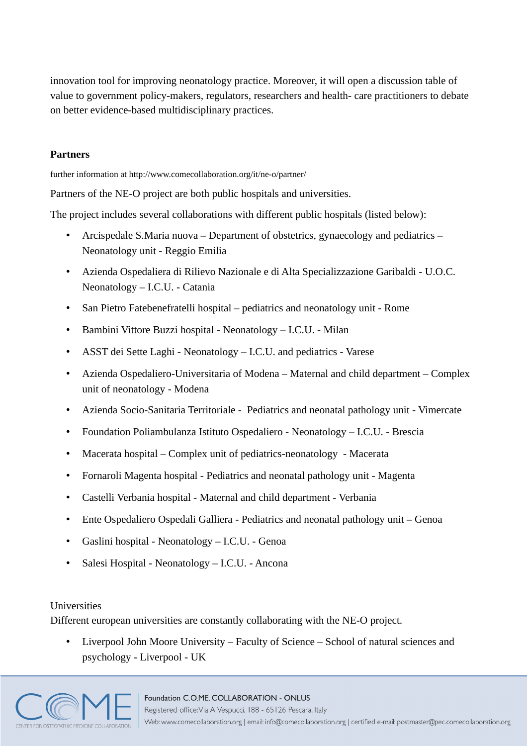innovation tool for improving neonatology practice. Moreover, it will open a discussion table of value to government policy-makers, regulators, researchers and health- care practitioners to debate on better evidence-based multidisciplinary practices.

**Partners**

further information at http://www.comecollaboration.org/it/ne-o/partner/

Partners of the NE-O project are both public hospitals and universities.

The project includes several collaborations with different public hospitals (listed below):

- Arcispedale S.Maria nuova – Department of obstetrics, gynaecology and pediatrics – Neonatology unit - Reggio Emilia
- Azienda Ospedaliera di Rilievo Nazionale e di Alta Specializzazione Garibaldi - U.O.C. Neonatology – I.C.U. - Catania
- San Pietro Fatebenefratelli hospital – pediatrics and neonatology unit - Rome
- Bambini Vittore Buzzi hospital - Neonatology – I.C.U. - Milan
- ASST dei Sette Laghi - Neonatology – I.C.U. and pediatrics - Varese
- Azienda Ospedaliero-Universitaria of Modena – Maternal and child department – Complex unit of neonatology - Modena
- Azienda Socio-Sanitaria Territoriale - Pediatrics and neonatal pathology unit - Vimercate
- Foundation Poliambulanza Istituto Ospedaliero - Neonatology – I.C.U. - Brescia
- Macerata hospital – Complex unit of pediatrics-neonatology - Macerata
- Fornaroli Magenta hospital - Pediatrics and neonatal pathology unit - Magenta
- Castelli Verbania hospital - Maternal and child department - Verbania
- Ente Ospedaliero Ospedali Galliera - Pediatrics and neonatal pathology unit – Genoa
- Gaslini hospital - Neonatology – I.C.U. - Genoa
- Salesi Hospital - Neonatology – I.C.U. - Ancona

Universities

Different european universities are constantly collaborating with the NE-O project.

- Liverpool John Moore University – Faculty of Science – School of natural sciences and psychology - Liverpool - UK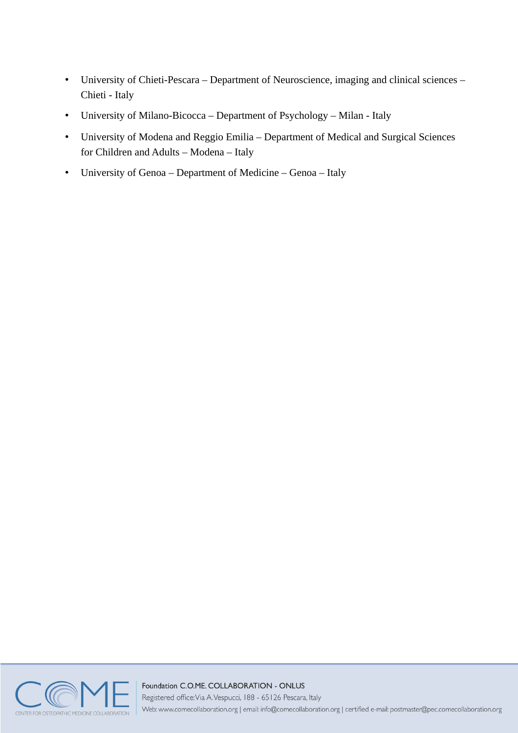- University of Chieti-Pescara – Department of Neuroscience, imaging and clinical sciences – Chieti - Italy
- University of Milano-Bicocca – Department of Psychology – Milan - Italy
- University of Modena and Reggio Emilia – Department of Medical and Surgical Sciences for Children and Adults – Modena – Italy
- University of Genoa – Department of Medicine – Genoa – Italy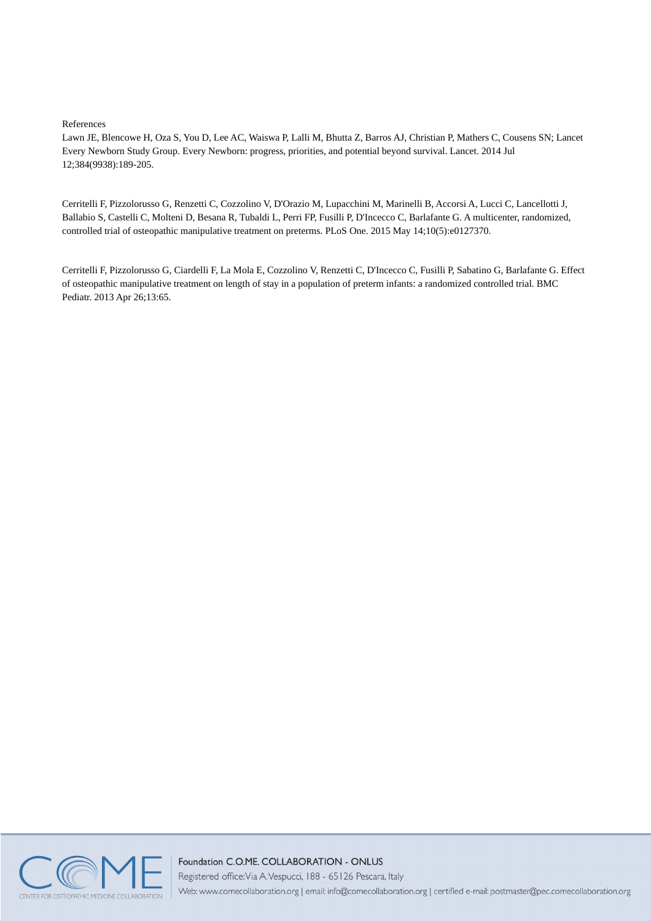References

Lawn JE, Blencowe H, Oza S, You D, Lee AC, Waiswa P, Lalli M, Bhutta Z, Barros AJ, Christian P, Mathers C, Cousens SN; Lancet Every Newborn Study Group. Every Newborn: progress, priorities, and potential beyond survival. Lancet. 2014 Jul 12;384(9938):189-205.

Cerritelli F, Pizzolorusso G, Renzetti C, Cozzolino V, D'Orazio M, Lupacchini M, Marinelli B, Accorsi A, Lucci C, Lancellotti J, Ballabio S, Castelli C, Molteni D, Besana R, Tubaldi L, Perri FP, Fusilli P, D'Incecco C, Barlafante G. A multicenter, randomized, controlled trial of osteopathic manipulative treatment on preterms. PLoS One. 2015 May 14;10(5):e0127370.

Cerritelli F, Pizzolorusso G, Ciardelli F, La Mola E, Cozzolino V, Renzetti C, D'Incecco C, Fusilli P, Sabatino G, Barlafante G. Effect of osteopathic manipulative treatment on length of stay in a population of preterm infants: a randomized controlled trial. BMC Pediatr. 2013 Apr 26;13:65.